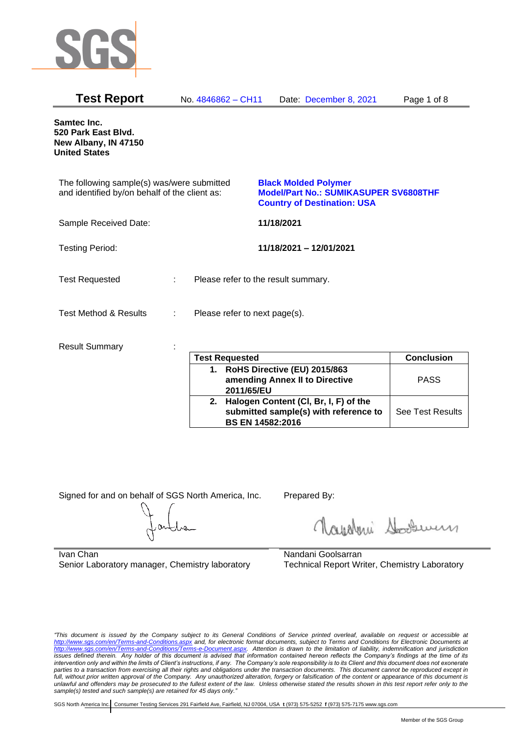# Test Report

No. 4846862 – CH11 Date: December 8, 2021

**Samtec Inc.**
**520 Park East Blvd.**
**New Albany, IN 47150**
**United States**

The following sample(s) was/were submitted and identified by/on behalf of the client as:

**Black Molded Polymer**
**Model/Part No.: SUMIKASUPER SV6808THF**
**Country of Destination: USA**

Sample Received Date: **11/18/2021**

Testing Period: **11/18/2021 – 12/01/2021**

Test Requested : Please refer to the result summary.

Test Method & Results : Please refer to next page(s).

Result Summary :

| Test Requested | Conclusion |
|---|---|
| **1. RoHS Directive (EU) 2015/863 amending Annex II to Directive 2011/65/EU** | PASS |
| **2. Halogen Content (Cl, Br, I, F) of the submitted sample(s) with reference to BS EN 14582:2016** | See Test Results |

Signed for and on behalf of SGS North America, Inc.

Ivan Chan
Senior Laboratory manager, Chemistry laboratory

Prepared By:

Nandani Goolsarran
Technical Report Writer, Chemistry Laboratory

*"This document is issued by the Company subject to its General Conditions of Service printed overleaf, available on request or accessible at http://www.sgs.com/en/Terms-and-Conditions.aspx and, for electronic format documents, subject to Terms and Conditions for Electronic Documents at http://www.sgs.com/en/Terms-and-Conditions/Terms-e-Document.aspx. Attention is drawn to the limitation of liability, indemnification and jurisdiction issues defined therein. Any holder of this document is advised that information contained hereon reflects the Company's findings at the time of its intervention only and within the limits of Client's instructions, if any. The Company's sole responsibility is to its Client and this document does not exonerate parties to a transaction from exercising all their rights and obligations under the transaction documents. This document cannot be reproduced except in full, without prior written approval of the Company. Any unauthorized alteration, forgery or falsification of the content or appearance of this document is unlawful and offenders may be prosecuted to the fullest extent of the law. Unless otherwise stated the results shown in this test report refer only to the sample(s) tested and such sample(s) are retained for 45 days only."*

SGS North America Inc. | Consumer Testing Services 291 Fairfield Ave, Fairfield, NJ 07004, USA **t** (973) 575-5252 **f** (973) 575-7175 www.sgs.com

Member of the SGS Group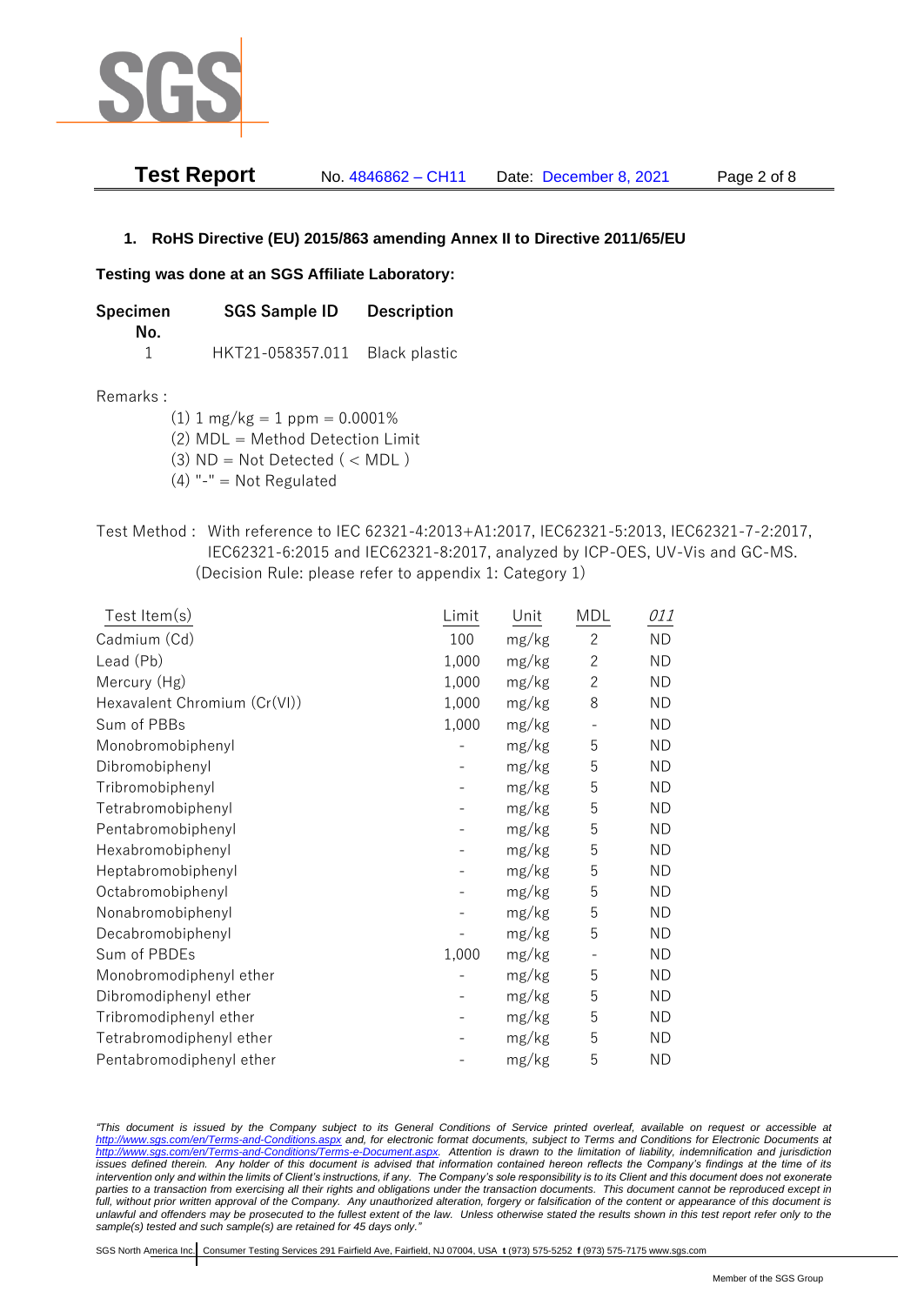## 1. RoHS Directive (EU) 2015/863 amending Annex II to Directive 2011/65/EU

**Testing was done at an SGS Affiliate Laboratory:**

| Specimen No. | SGS Sample ID | Description |
|---|---|---|
| 1 | HKT21-058357.011 | Black plastic |

Remarks :

(1) 1 mg/kg = 1 ppm = 0.0001%
(2) MDL = Method Detection Limit
(3) ND = Not Detected ( < MDL )
(4) "-" = Not Regulated

Test Method : With reference to IEC 62321-4:2013+A1:2017, IEC62321-5:2013, IEC62321-7-2:2017, IEC62321-6:2015 and IEC62321-8:2017, analyzed by ICP-OES, UV-Vis and GC-MS. (Decision Rule: please refer to appendix 1: Category 1)

| Test Item(s) | Limit | Unit | MDL | *011* |
|---|---|---|---|---|
| Cadmium (Cd) | 100 | mg/kg | 2 | ND |
| Lead (Pb) | 1,000 | mg/kg | 2 | ND |
| Mercury (Hg) | 1,000 | mg/kg | 2 | ND |
| Hexavalent Chromium (Cr(VI)) | 1,000 | mg/kg | 8 | ND |
| Sum of PBBs | 1,000 | mg/kg | - | ND |
| Monobromobiphenyl | - | mg/kg | 5 | ND |
| Dibromobiphenyl | - | mg/kg | 5 | ND |
| Tribromobiphenyl | - | mg/kg | 5 | ND |
| Tetrabromobiphenyl | - | mg/kg | 5 | ND |
| Pentabromobiphenyl | - | mg/kg | 5 | ND |
| Hexabromobiphenyl | - | mg/kg | 5 | ND |
| Heptabromobiphenyl | - | mg/kg | 5 | ND |
| Octabromobiphenyl | - | mg/kg | 5 | ND |
| Nonabromobiphenyl | - | mg/kg | 5 | ND |
| Decabromobiphenyl | - | mg/kg | 5 | ND |
| Sum of PBDEs | 1,000 | mg/kg | - | ND |
| Monobromodiphenyl ether | - | mg/kg | 5 | ND |
| Dibromodiphenyl ether | - | mg/kg | 5 | ND |
| Tribromodiphenyl ether | - | mg/kg | 5 | ND |
| Tetrabromodiphenyl ether | - | mg/kg | 5 | ND |
| Pentabromodiphenyl ether | - | mg/kg | 5 | ND |

*"This document is issued by the Company subject to its General Conditions of Service printed overleaf, available on request or accessible at http://www.sgs.com/en/Terms-and-Conditions.aspx and, for electronic format documents, subject to Terms and Conditions for Electronic Documents at http://www.sgs.com/en/Terms-and-Conditions/Terms-e-Document.aspx. Attention is drawn to the limitation of liability, indemnification and jurisdiction issues defined therein. Any holder of this document is advised that information contained hereon reflects the Company's findings at the time of its intervention only and within the limits of Client's instructions, if any. The Company's sole responsibility is to its Client and this document does not exonerate parties to a transaction from exercising all their rights and obligations under the transaction documents. This document cannot be reproduced except in full, without prior written approval of the Company. Any unauthorized alteration, forgery or falsification of the content or appearance of this document is unlawful and offenders may be prosecuted to the fullest extent of the law. Unless otherwise stated the results shown in this test report refer only to the sample(s) tested and such sample(s) are retained for 45 days only."*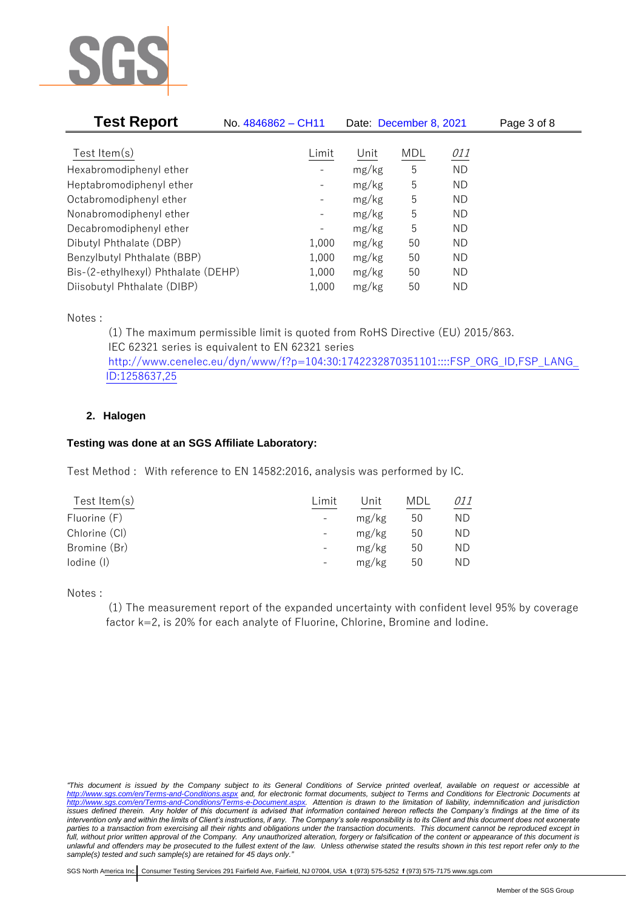| Test Item(s) | Limit | Unit | MDL | *011* |
|---|---|---|---|---|
| Hexabromodiphenyl ether | - | mg/kg | 5 | ND |
| Heptabromodiphenyl ether | - | mg/kg | 5 | ND |
| Octabromodiphenyl ether | - | mg/kg | 5 | ND |
| Nonabromodiphenyl ether | - | mg/kg | 5 | ND |
| Decabromodiphenyl ether | - | mg/kg | 5 | ND |
| Dibutyl Phthalate (DBP) | 1,000 | mg/kg | 50 | ND |
| Benzylbutyl Phthalate (BBP) | 1,000 | mg/kg | 50 | ND |
| Bis-(2-ethylhexyl) Phthalate (DEHP) | 1,000 | mg/kg | 50 | ND |
| Diisobutyl Phthalate (DIBP) | 1,000 | mg/kg | 50 | ND |

Notes :

(1) The maximum permissible limit is quoted from RoHS Directive (EU) 2015/863. IEC 62321 series is equivalent to EN 62321 series http://www.cenelec.eu/dyn/www/f?p=104:30:1742232870351101::::FSP_ORG_ID,FSP_LANG_ID:1258637,25

## 2. Halogen

**Testing was done at an SGS Affiliate Laboratory:**

Test Method : With reference to EN 14582:2016, analysis was performed by IC.

| Test Item(s) | Limit | Unit | MDL | *011* |
|---|---|---|---|---|
| Fluorine (F) | - | mg/kg | 50 | ND |
| Chlorine (Cl) | - | mg/kg | 50 | ND |
| Bromine (Br) | - | mg/kg | 50 | ND |
| Iodine (I) | - | mg/kg | 50 | ND |

Notes :

(1) The measurement report of the expanded uncertainty with confident level 95% by coverage factor k=2, is 20% for each analyte of Fluorine, Chlorine, Bromine and Iodine.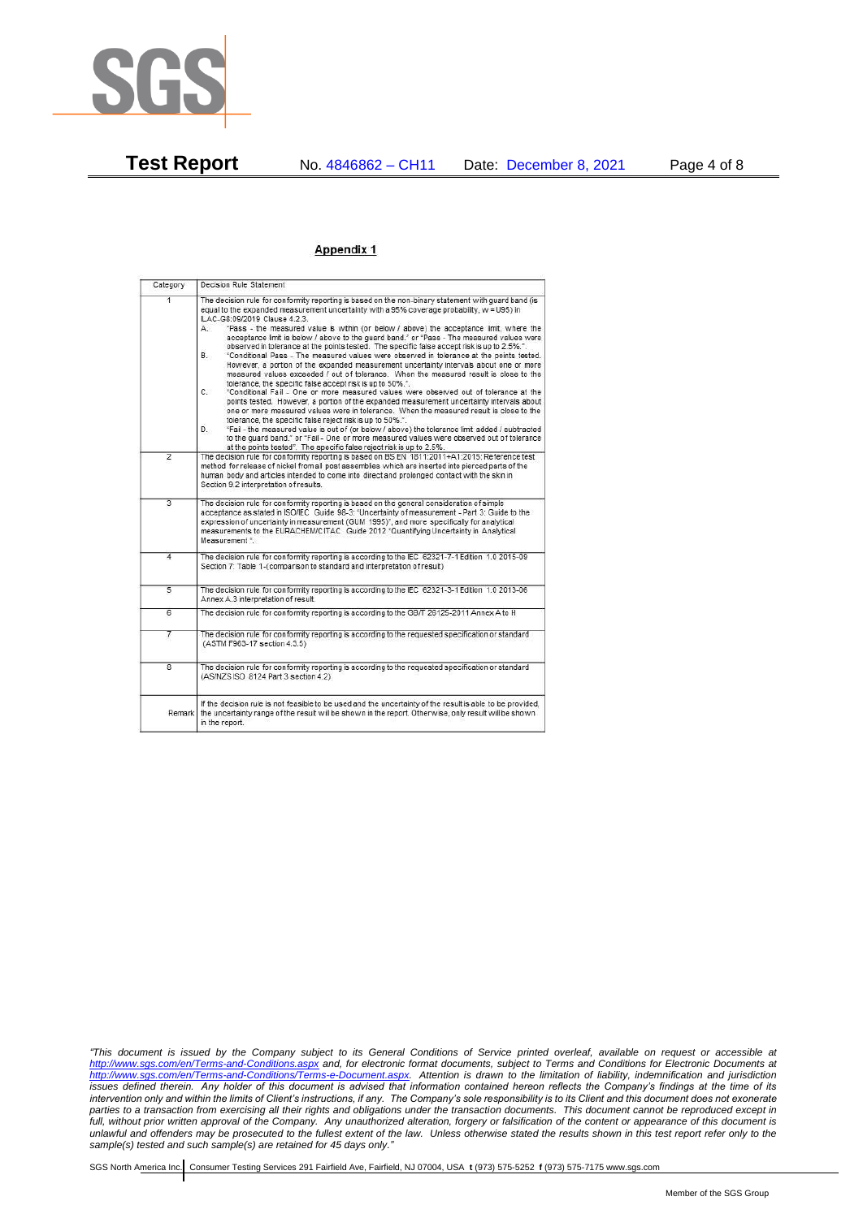**Appendix 1**

| Category | Decision Rule Statement |
| --- | --- |
| 1 | The decision rule for conformity reporting is based on the non-binary statement with guard band (is equal to the expanded measurement uncertainty with a 95% coverage probability, w = U95) in ILAC-G8:09/2019 Clause 4.2.3.<br>A. "Pass - the measured value is within (or below / above) the acceptance limit, where the acceptance limit is below / above to the guard band." or "Pass - The measured values were observed in tolerance at the points tested. The specific false accept risk is up to 2.5%.".<br>B. "Conditional Pass - The measured values were observed in tolerance at the points tested. However, a portion of the expanded measurement uncertainty intervals about one or more measured values exceeded / out of tolerance. When the measured result is close to the tolerance, the specific false accept risk is up to 50%.".<br>C. "Conditional Fail - One or more measured values were observed out of tolerance at the points tested. However, a portion of the expanded measurement uncertainty intervals about one or more measured values were in tolerance. When the measured result is close to the tolerance, the specific false reject risk is up to 50%.".<br>D. "Fail - the measured value is out of (or below / above) the tolerance limit added / subtracted to the guard band." or "Fail - One or more measured values were observed out of tolerance at the points tested". The specific false reject risk is up to 2.5%. |
| 2 | The decision rule for conformity reporting is based on BS EN 1811:2011+A1:2015: Reference test method for release of nickel from all post assemblies which are inserted into pierced parts of the human body and articles intended to come into direct and prolonged contact with the skin in Section 9.2 interpretation of results. |
| 3 | The decision rule for conformity reporting is based on the general consideration of simple acceptance as stated in ISO/IEC Guide 98-3: "Uncertainty of measurement - Part 3: Guide to the expression of uncertainty in measurement (GUM 1995)", and more specifically for analytical measurements to the EURACHEM/CITAC Guide 2012 "Quantifying Uncertainty in Analytical Measurement". |
| 4 | The decision rule for conformity reporting is according to the IEC 62321-7-1 Edition 1.0 2015-09 Section 7: Table 1-(comparison to standard and interpretation of result) |
| 5 | The decision rule for conformity reporting is according to the IEC 62321-3-1 Edition 1.0 2013-06 Annex A.3 interpretation of result. |
| 6 | The decision rule for conformity reporting is according to the GB/T 26125-2011 Annex A to H |
| 7 | The decision rule for conformity reporting is according to the requested specification or standard (ASTM F963-17 section 4.3.5) |
| 8 | The decision rule for conformity reporting is according to the requested specification or standard (AS/NZS ISO 8124 Part 3 section 4.2) |
| Remark | If the decision rule is not feasible to be used and the uncertainty of the result is able to be provided, the uncertainty range of the result will be shown in the report. Otherwise, only result will be shown in the report. |

*"This document is issued by the Company subject to its General Conditions of Service printed overleaf, available on request or accessible at http://www.sgs.com/en/Terms-and-Conditions.aspx and, for electronic format documents, subject to Terms and Conditions for Electronic Documents at http://www.sgs.com/en/Terms-and-Conditions/Terms-e-Document.aspx. Attention is drawn to the limitation of liability, indemnification and jurisdiction issues defined therein. Any holder of this document is advised that information contained hereon reflects the Company's findings at the time of its intervention only and within the limits of Client's instructions, if any. The Company's sole responsibility is to its Client and this document does not exonerate parties to a transaction from exercising all their rights and obligations under the transaction documents. This document cannot be reproduced except in full, without prior written approval of the Company. Any unauthorized alteration, forgery or falsification of the content or appearance of this document is unlawful and offenders may be prosecuted to the fullest extent of the law. Unless otherwise stated the results shown in this test report refer only to the sample(s) tested and such sample(s) are retained for 45 days only."*

SGS North America Inc. | Consumer Testing Services 291 Fairfield Ave, Fairfield, NJ 07004, USA **t** (973) 575-5252 **f** (973) 575-7175 www.sgs.com

Member of the SGS Group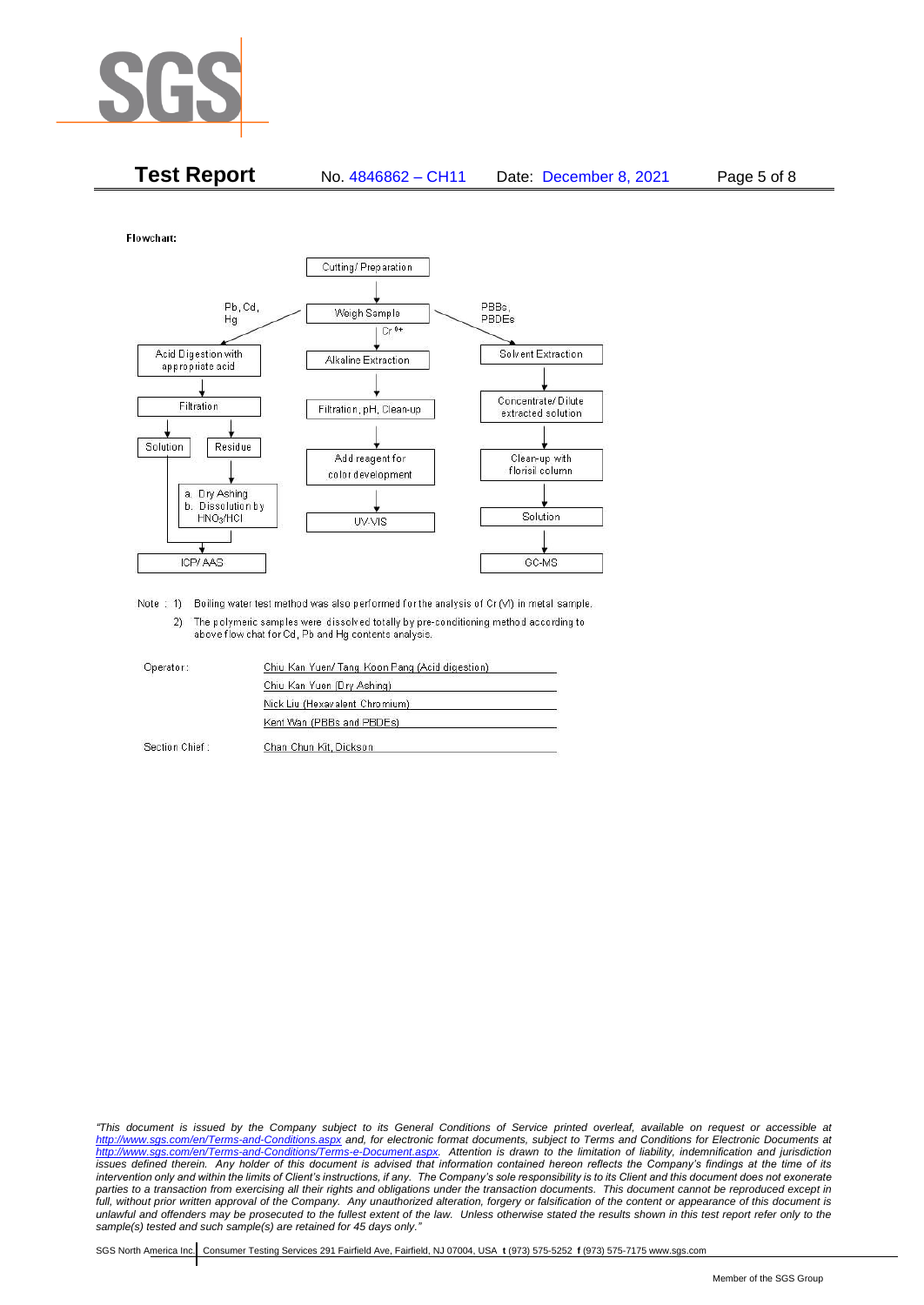**Test Report** No. 4846862 – CH11 Date: December 8, 2021

Flowchart:

Cutting/ Preparation → Weigh Sample

**Pb, Cd, Hg:**
- Acid Digestion with appropriate acid
- Filtration
- Solution / Residue
- Residue → a. Dry Ashing b. Dissolution by $HNO_3$/HCl
- ICP/ AAS

**$Cr^{6+}$:**
- Alkaline Extraction
- Filtration, pH, Clean-up
- Add reagent for color development
- UV-VIS

**PBBs, PBDEs:**
- Solvent Extraction
- Concentrate/ Dilute extracted solution
- Clean-up with florisil column
- Solution
- GC-MS

Note : 1) Boiling water test method was also performed for the analysis of Cr (VI) in metal sample.

2) The polymeric samples were dissolved totally by pre-conditioning method according to above flow chat for Cd, Pb and Hg contents analysis.

| | |
|---|---|
| Operator: | Chiu Kan Yuen/ Tang Koon Pang (Acid digestion) |
| | Chiu Kan Yuen (Dry Ashing) |
| | Nick Liu (Hexavalent Chromium) |
| | Kent Wan (PBBs and PBDEs) |
| Section Chief : | Chan Chun Kit, Dickson |

*"This document is issued by the Company subject to its General Conditions of Service printed overleaf, available on request or accessible at http://www.sgs.com/en/Terms-and-Conditions.aspx and, for electronic format documents, subject to Terms and Conditions for Electronic Documents at http://www.sgs.com/en/Terms-and-Conditions/Terms-e-Document.aspx. Attention is drawn to the limitation of liability, indemnification and jurisdiction issues defined therein. Any holder of this document is advised that information contained hereon reflects the Company's findings at the time of its intervention only and within the limits of Client's instructions, if any. The Company's sole responsibility is to its Client and this document does not exonerate parties to a transaction from exercising all their rights and obligations under the transaction documents. This document cannot be reproduced except in full, without prior written approval of the Company. Any unauthorized alteration, forgery or falsification of the content or appearance of this document is unlawful and offenders may be prosecuted to the fullest extent of the law. Unless otherwise stated the results shown in this test report refer only to the sample(s) tested and such sample(s) are retained for 45 days only."*

SGS North America Inc. | Consumer Testing Services 291 Fairfield Ave, Fairfield, NJ 07004, USA **t** (973) 575-5252 **f** (973) 575-7175 www.sgs.com

Member of the SGS Group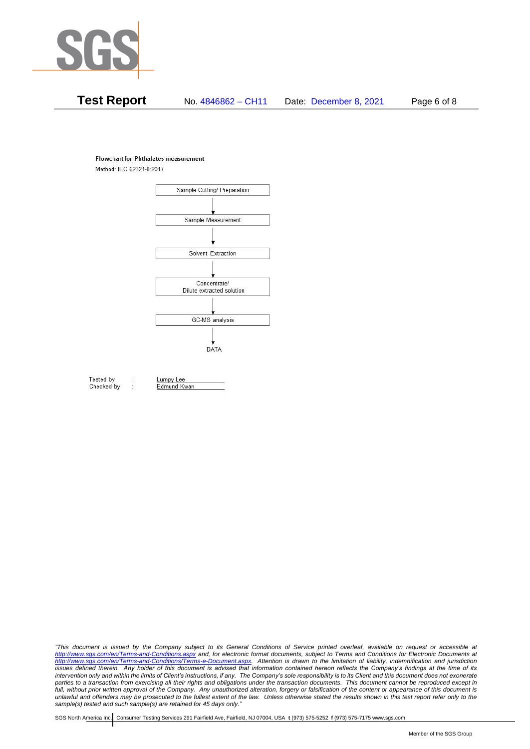**Flowchart for Phthalates measurement**

Method: IEC 62321-8:2017

Sample Cutting/ Preparation

↓

Sample Measurement

↓

Solvent Extraction

↓

Concentrate/
Dilute extracted solution

↓

GC-MS analysis

↓

DATA

| | | |
|---|---|---|
| Tested by | : | Lumpy Lee |
| Checked by | : | Edmund Kwan |

*"This document is issued by the Company subject to its General Conditions of Service printed overleaf, available on request or accessible at http://www.sgs.com/en/Terms-and-Conditions.aspx and, for electronic format documents, subject to Terms and Conditions for Electronic Documents at http://www.sgs.com/en/Terms-and-Conditions/Terms-e-Document.aspx. Attention is drawn to the limitation of liability, indemnification and jurisdiction issues defined therein. Any holder of this document is advised that information contained hereon reflects the Company's findings at the time of its intervention only and within the limits of Client's instructions, if any. The Company's sole responsibility is to its Client and this document does not exonerate parties to a transaction from exercising all their rights and obligations under the transaction documents. This document cannot be reproduced except in full, without prior written approval of the Company. Any unauthorized alteration, forgery or falsification of the content or appearance of this document is unlawful and offenders may be prosecuted to the fullest extent of the law. Unless otherwise stated the results shown in this test report refer only to the sample(s) tested and such sample(s) are retained for 45 days only."*

SGS North America Inc. | Consumer Testing Services 291 Fairfield Ave, Fairfield, NJ 07004, USA **t** (973) 575-5252 **f** (973) 575-7175 www.sgs.com

Member of the SGS Group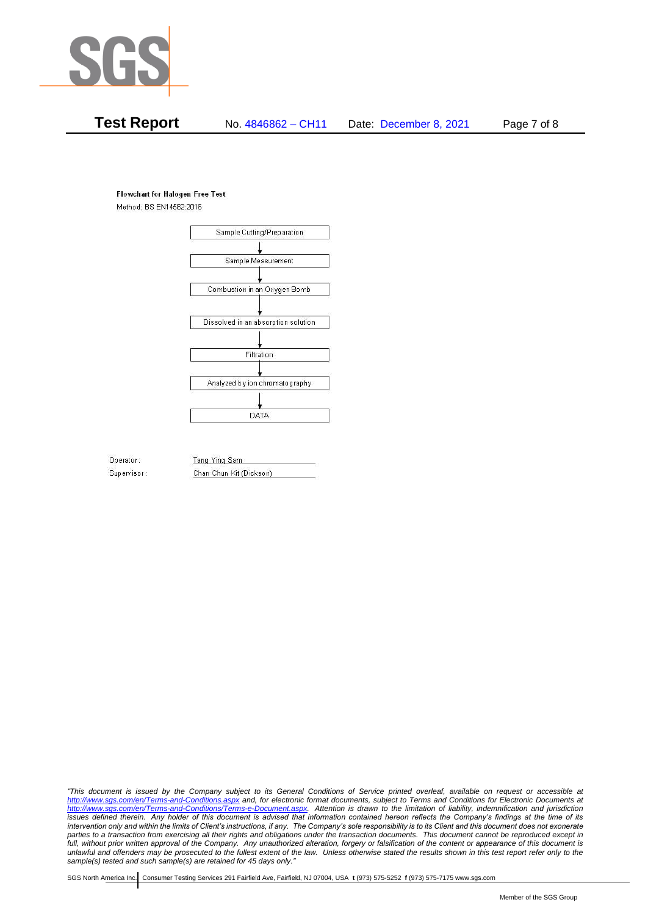**Flowchart for Halogen Free Test**

Method: BS EN14582:2016

Sample Cutting/Preparation

↓

Sample Measurement

↓

Combustion in an Oxygen Bomb

↓

Dissolved in an absorption solution

↓

Filtration

↓

Analyzed by ion chromatography

↓

DATA

Operator: Tang Ying Sam

Supervisor: Chan Chun Kit (Dickson)

*"This document is issued by the Company subject to its General Conditions of Service printed overleaf, available on request or accessible at http://www.sgs.com/en/Terms-and-Conditions.aspx and, for electronic format documents, subject to Terms and Conditions for Electronic Documents at http://www.sgs.com/en/Terms-and-Conditions/Terms-e-Document.aspx. Attention is drawn to the limitation of liability, indemnification and jurisdiction issues defined therein. Any holder of this document is advised that information contained hereon reflects the Company's findings at the time of its intervention only and within the limits of Client's instructions, if any. The Company's sole responsibility is to its Client and this document does not exonerate parties to a transaction from exercising all their rights and obligations under the transaction documents. This document cannot be reproduced except in full, without prior written approval of the Company. Any unauthorized alteration, forgery or falsification of the content or appearance of this document is unlawful and offenders may be prosecuted to the fullest extent of the law. Unless otherwise stated the results shown in this test report refer only to the sample(s) tested and such sample(s) are retained for 45 days only."*

SGS North America Inc. | Consumer Testing Services 291 Fairfield Ave, Fairfield, NJ 07004, USA **t** (973) 575-5252 **f** (973) 575-7175 www.sgs.com

Member of the SGS Group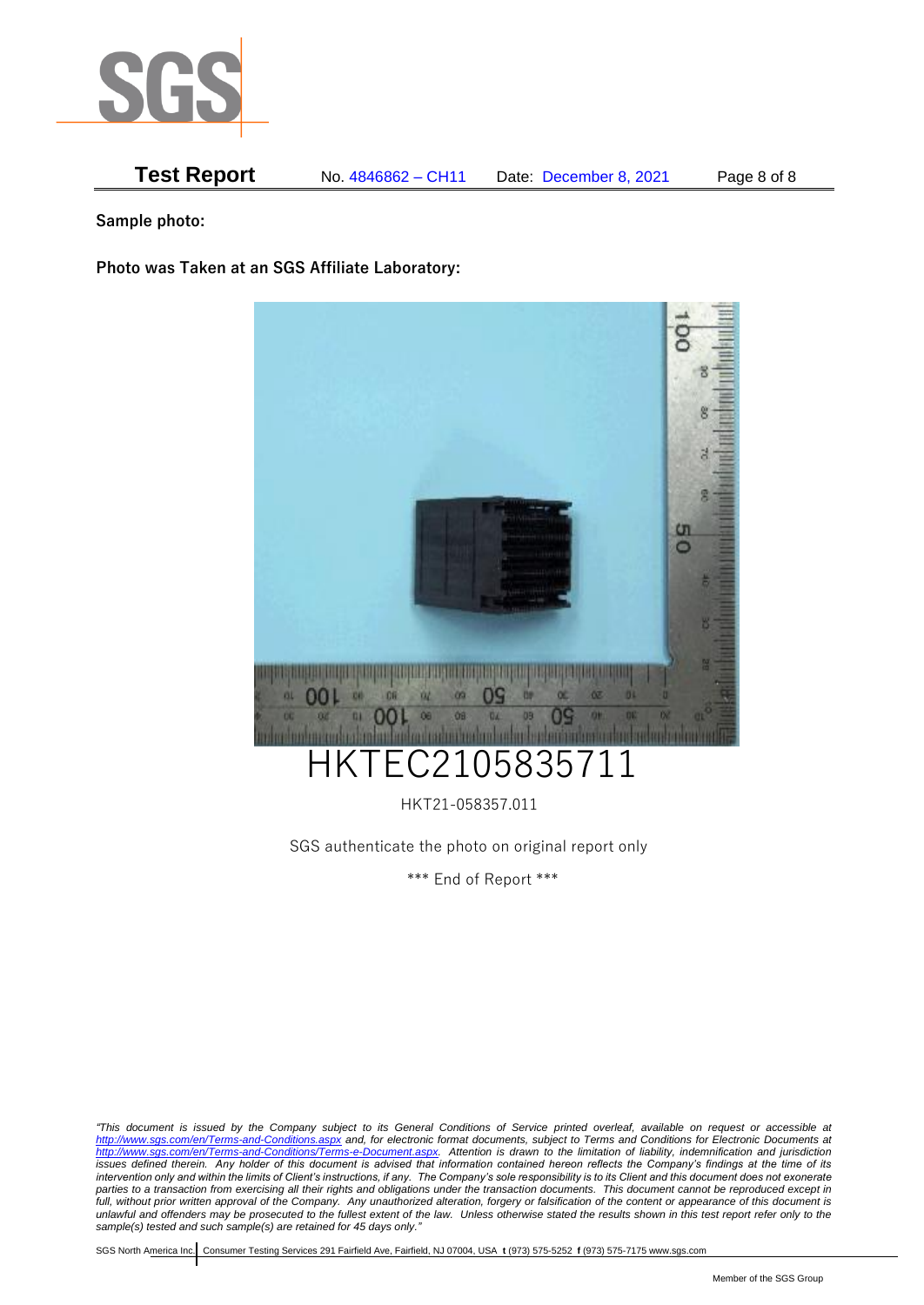**Sample photo:**

**Photo was Taken at an SGS Affiliate Laboratory:**

HKTEC2105835711

HKT21-058357.011

SGS authenticate the photo on original report only

*** End of Report ***

*"This document is issued by the Company subject to its General Conditions of Service printed overleaf, available on request or accessible at http://www.sgs.com/en/Terms-and-Conditions.aspx and, for electronic format documents, subject to Terms and Conditions for Electronic Documents at http://www.sgs.com/en/Terms-and-Conditions/Terms-e-Document.aspx. Attention is drawn to the limitation of liability, indemnification and jurisdiction issues defined therein. Any holder of this document is advised that information contained hereon reflects the Company's findings at the time of its intervention only and within the limits of Client's instructions, if any. The Company's sole responsibility is to its Client and this document does not exonerate parties to a transaction from exercising all their rights and obligations under the transaction documents. This document cannot be reproduced except in full, without prior written approval of the Company. Any unauthorized alteration, forgery or falsification of the content or appearance of this document is unlawful and offenders may be prosecuted to the fullest extent of the law. Unless otherwise stated the results shown in this test report refer only to the sample(s) tested and such sample(s) are retained for 45 days only."*

SGS North America Inc. | Consumer Testing Services 291 Fairfield Ave, Fairfield, NJ 07004, USA **t** (973) 575-5252 **f** (973) 575-7175 www.sgs.com

Member of the SGS Group